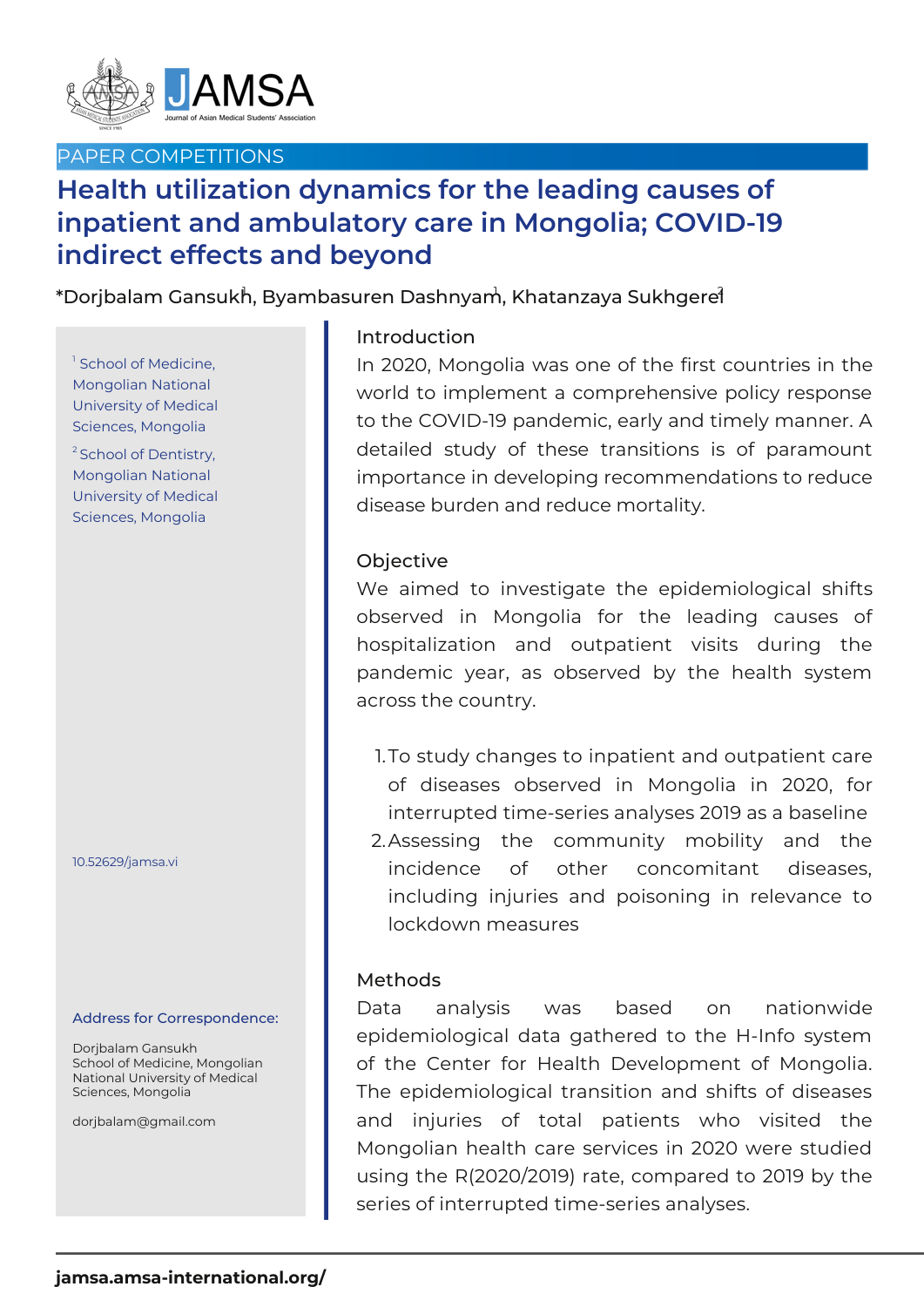PAPER COMPETITIONS

# Health utilization dynamics for the leading causes of inpatient and ambulatory care in Mongolia; COVID-19 indirect effects and beyond

*Dorjbalam Gansukh[1], Byambasuren Dashnyam[1], Khatanzaya Sukhgerel[2]

[1] School of Medicine, Mongolian National University of Medical Sciences, Mongolia

[2] School of Dentistry, Mongolian National University of Medical Sciences, Mongolia

10.52629/jamsa.vi

**Address for Correspondence:**

Dorjbalam Gansukh
School of Medicine, Mongolian National University of Medical Sciences, Mongolia

dorjbalam@gmail.com

## Introduction

In 2020, Mongolia was one of the first countries in the world to implement a comprehensive policy response to the COVID-19 pandemic, early and timely manner. A detailed study of these transitions is of paramount importance in developing recommendations to reduce disease burden and reduce mortality.

## Objective

We aimed to investigate the epidemiological shifts observed in Mongolia for the leading causes of hospitalization and outpatient visits during the pandemic year, as observed by the health system across the country.

1. To study changes to inpatient and outpatient care of diseases observed in Mongolia in 2020, for interrupted time-series analyses 2019 as a baseline
2. Assessing the community mobility and the incidence of other concomitant diseases, including injuries and poisoning in relevance to lockdown measures

## Methods

Data analysis was based on nationwide epidemiological data gathered to the H-Info system of the Center for Health Development of Mongolia. The epidemiological transition and shifts of diseases and injuries of total patients who visited the Mongolian health care services in 2020 were studied using the R(2020/2019) rate, compared to 2019 by the series of interrupted time-series analyses.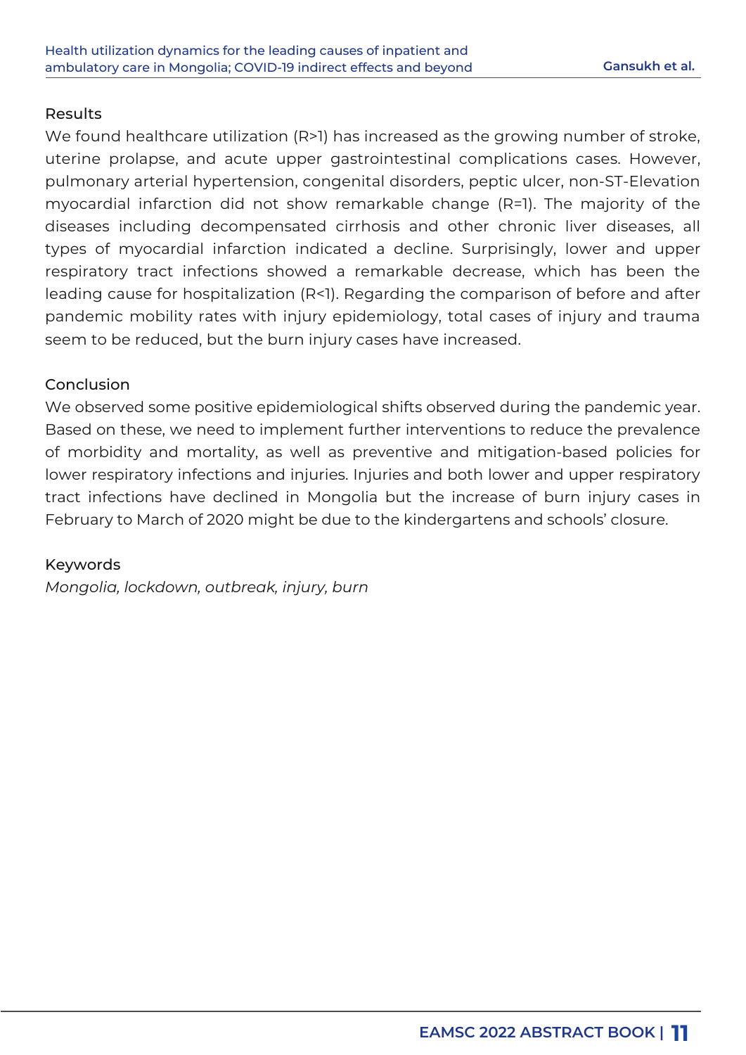### Results

We found healthcare utilization (R>1) has increased as the growing number of stroke, uterine prolapse, and acute upper gastrointestinal complications cases. However, pulmonary arterial hypertension, congenital disorders, peptic ulcer, non-ST-Elevation myocardial infarction did not show remarkable change (R=1). The majority of the diseases including decompensated cirrhosis and other chronic liver diseases, all types of myocardial infarction indicated a decline. Surprisingly, lower and upper respiratory tract infections showed a remarkable decrease, which has been the leading cause for hospitalization (R<1). Regarding the comparison of before and after pandemic mobility rates with injury epidemiology, total cases of injury and trauma seem to be reduced, but the burn injury cases have increased.

### Conclusion

We observed some positive epidemiological shifts observed during the pandemic year. Based on these, we need to implement further interventions to reduce the prevalence of morbidity and mortality, as well as preventive and mitigation-based policies for lower respiratory infections and injuries. Injuries and both lower and upper respiratory tract infections have declined in Mongolia but the increase of burn injury cases in February to March of 2020 might be due to the kindergartens and schools' closure.

### Keywords

*Mongolia, lockdown, outbreak, injury, burn*